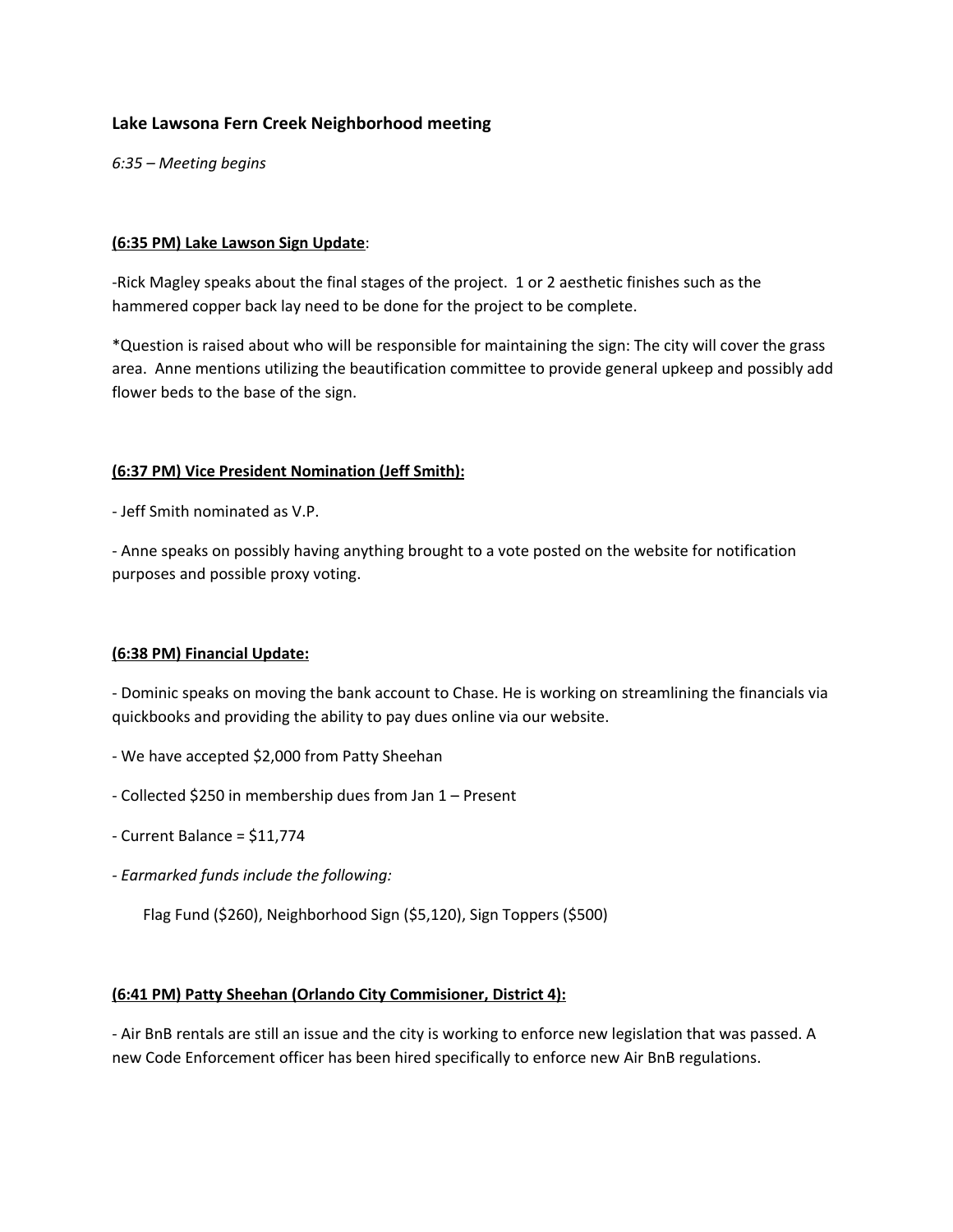### Lake Lawsona Fern Creek Neighborhood meeting

*6:35 – Meeting begins*

**<u>(6:35 PM) Lake Lawson Sign Update</u>**:

-Rick Magley speaks about the final stages of the project. 1 or 2 aesthetic finishes such as the hammered copper back lay need to be done for the project to be complete.

*Question is raised about who will be responsible for maintaining the sign: The city will cover the grass area. Anne mentions utilizing the beautification committee to provide general upkeep and possibly add flower beds to the base of the sign.

**<u>(6:37 PM) Vice President Nomination (Jeff Smith):</u>**

- Jeff Smith nominated as V.P.

- Anne speaks on possibly having anything brought to a vote posted on the website for notification purposes and possible proxy voting.

**<u>(6:38 PM) Financial Update:</u>**

- Dominic speaks on moving the bank account to Chase. He is working on streamlining the financials via quickbooks and providing the ability to pay dues online via our website.

- We have accepted $2,000 from Patty Sheehan

- Collected $250 in membership dues from Jan 1 – Present

- Current Balance = $11,774

- *Earmarked funds include the following:*

  Flag Fund ($260), Neighborhood Sign ($5,120), Sign Toppers ($500)

**<u>(6:41 PM) Patty Sheehan (Orlando City Commisioner, District 4):</u>**

- Air BnB rentals are still an issue and the city is working to enforce new legislation that was passed. A new Code Enforcement officer has been hired specifically to enforce new Air BnB regulations.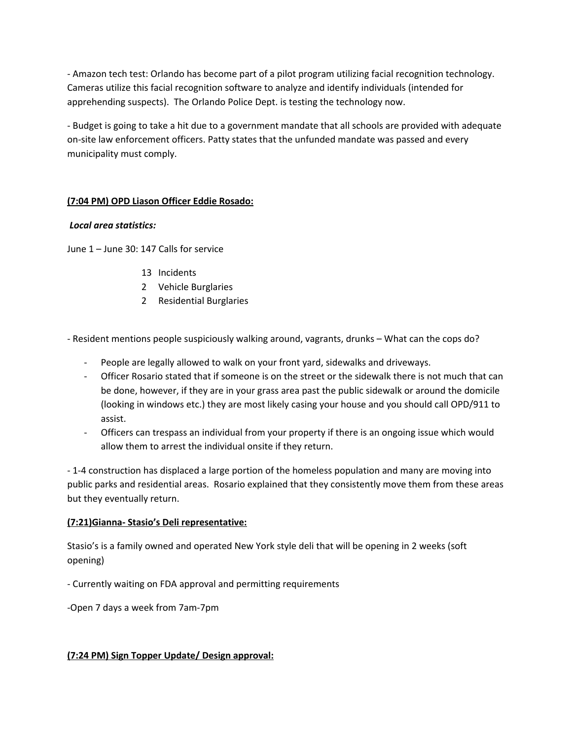- Amazon tech test: Orlando has become part of a pilot program utilizing facial recognition technology. Cameras utilize this facial recognition software to analyze and identify individuals (intended for apprehending suspects). The Orlando Police Dept. is testing the technology now.

- Budget is going to take a hit due to a government mandate that all schools are provided with adequate on-site law enforcement officers. Patty states that the unfunded mandate was passed and every municipality must comply.

**(7:04 PM) OPD Liason Officer Eddie Rosado:**

***Local area statistics:***

June 1 – June 30: 147 Calls for service

- 13 Incidents
- 2 Vehicle Burglaries
- 2 Residential Burglaries

- Resident mentions people suspiciously walking around, vagrants, drunks – What can the cops do?
  - People are legally allowed to walk on your front yard, sidewalks and driveways.
  - Officer Rosario stated that if someone is on the street or the sidewalk there is not much that can be done, however, if they are in your grass area past the public sidewalk or around the domicile (looking in windows etc.) they are most likely casing your house and you should call OPD/911 to assist.
  - Officers can trespass an individual from your property if there is an ongoing issue which would allow them to arrest the individual onsite if they return.

- 1-4 construction has displaced a large portion of the homeless population and many are moving into public parks and residential areas. Rosario explained that they consistently move them from these areas but they eventually return.

**(7:21)Gianna- Stasio's Deli representative:**

Stasio's is a family owned and operated New York style deli that will be opening in 2 weeks (soft opening)

- Currently waiting on FDA approval and permitting requirements

-Open 7 days a week from 7am-7pm

**(7:24 PM) Sign Topper Update/ Design approval:**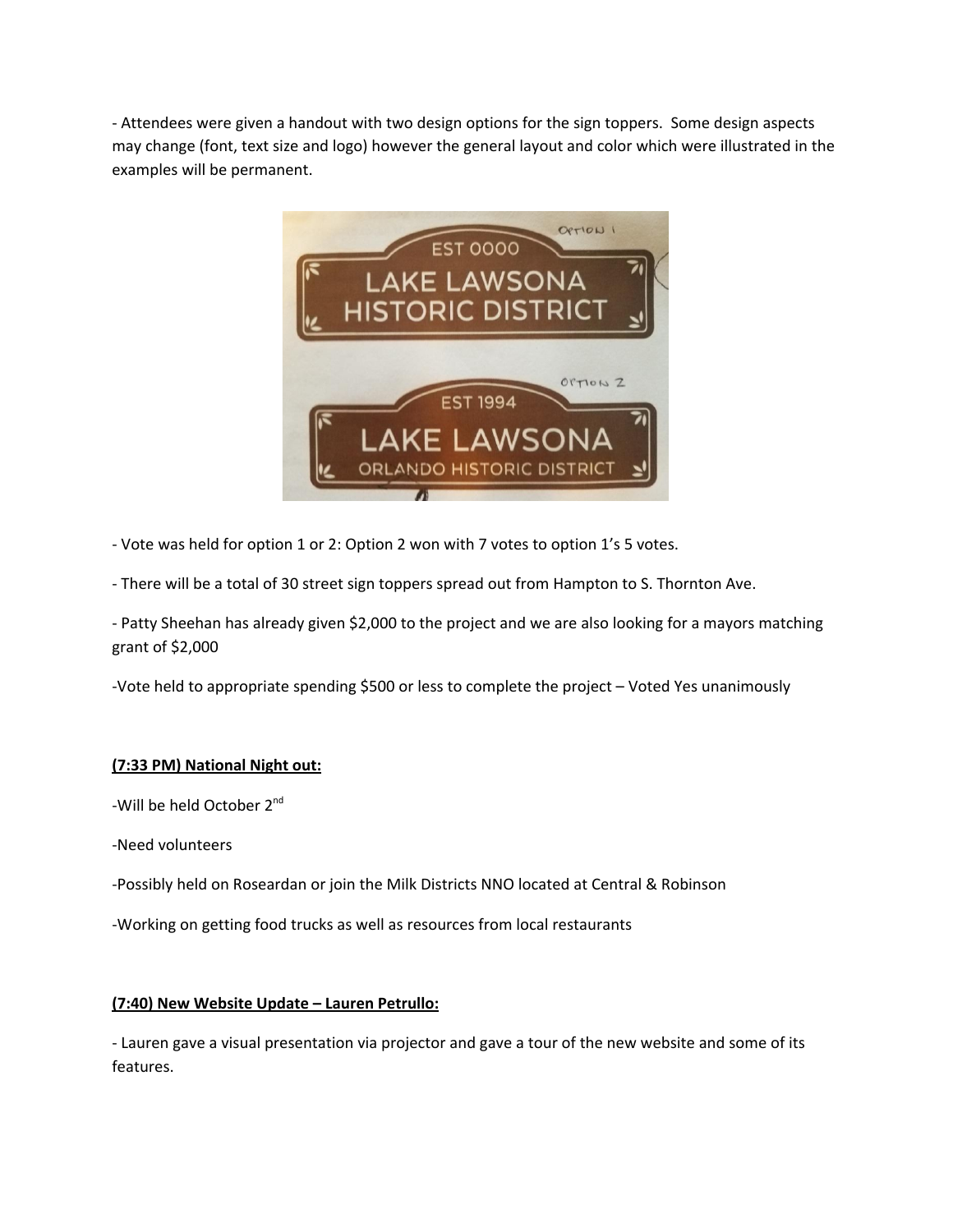- Attendees were given a handout with two design options for the sign toppers. Some design aspects may change (font, text size and logo) however the general layout and color which were illustrated in the examples will be permanent.

- Vote was held for option 1 or 2: Option 2 won with 7 votes to option 1's 5 votes.

- There will be a total of 30 street sign toppers spread out from Hampton to S. Thornton Ave.

- Patty Sheehan has already given $2,000 to the project and we are also looking for a mayors matching grant of $2,000

-Vote held to appropriate spending $500 or less to complete the project – Voted Yes unanimously

**(7:33 PM) National Night out:**

-Will be held October 2nd

-Need volunteers

-Possibly held on Roseardan or join the Milk Districts NNO located at Central & Robinson

-Working on getting food trucks as well as resources from local restaurants

**(7:40) New Website Update – Lauren Petrullo:**

- Lauren gave a visual presentation via projector and gave a tour of the new website and some of its features.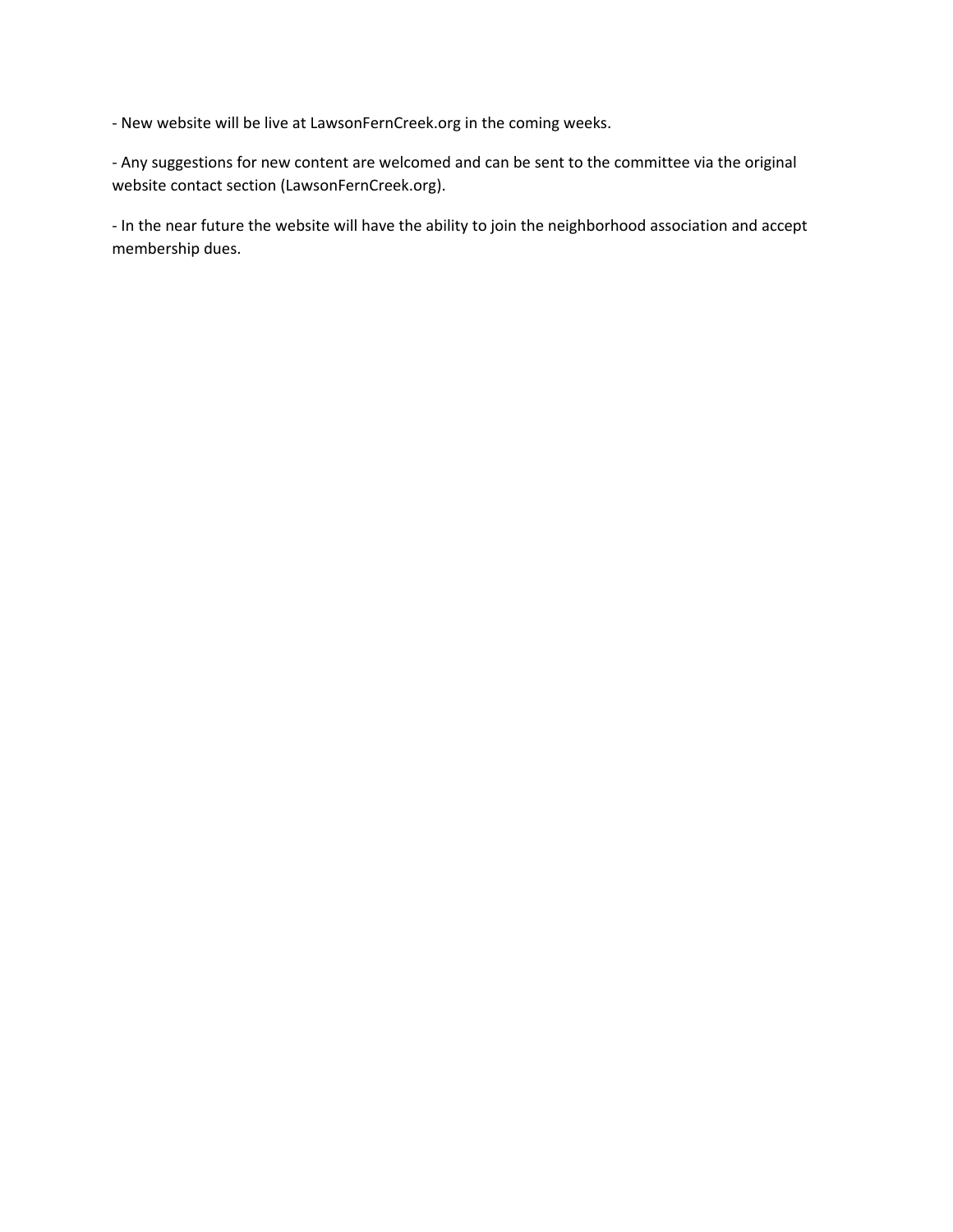- New website will be live at LawsonFernCreek.org in the coming weeks.

- Any suggestions for new content are welcomed and can be sent to the committee via the original website contact section (LawsonFernCreek.org).

- In the near future the website will have the ability to join the neighborhood association and accept membership dues.